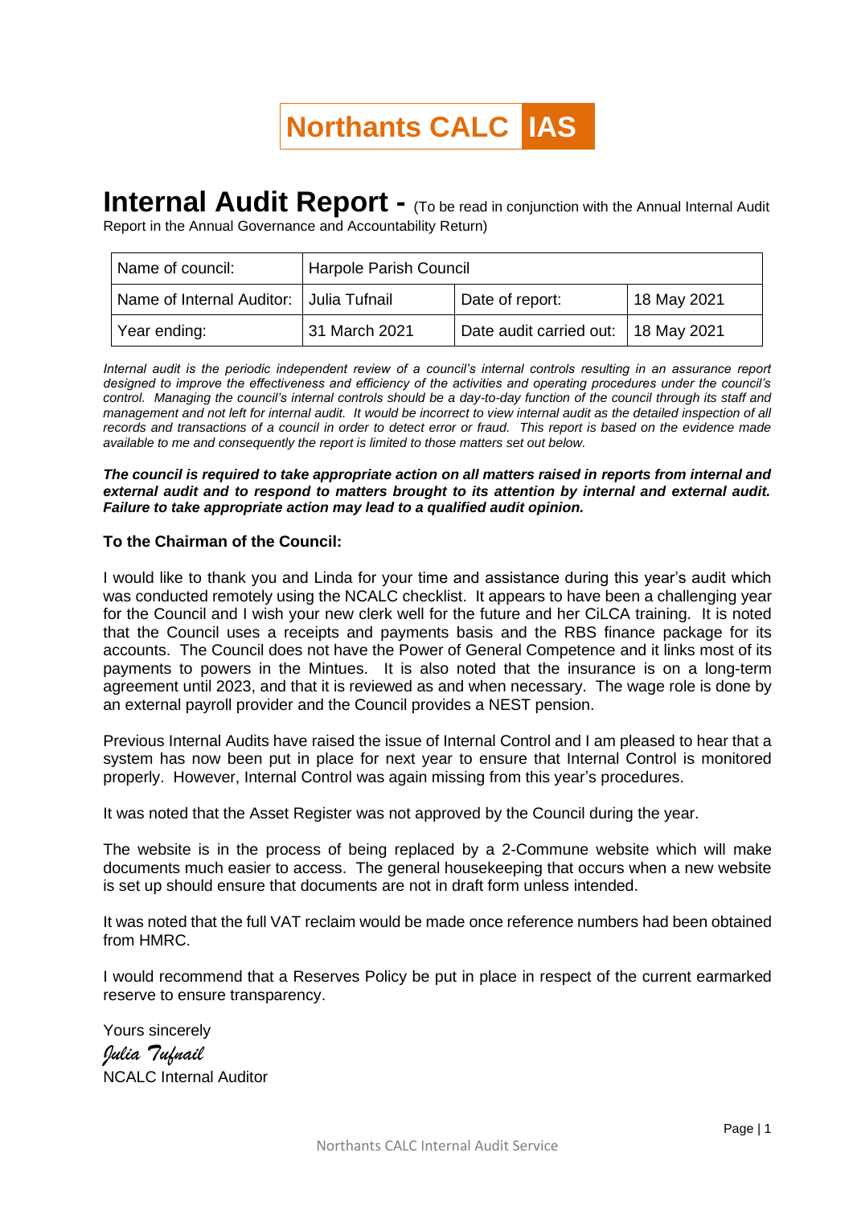# Northants CALC IAS

# Internal Audit Report - (To be read in conjunction with the Annual Internal Audit Report in the Annual Governance and Accountability Return)

| Name of council: | Harpole Parish Council | | |
|---|---|---|---|
| Name of Internal Auditor: | Julia Tufnail | Date of report: | 18 May 2021 |
| Year ending: | 31 March 2021 | Date audit carried out: | 18 May 2021 |

*Internal audit is the periodic independent review of a council's internal controls resulting in an assurance report designed to improve the effectiveness and efficiency of the activities and operating procedures under the council's control. Managing the council's internal controls should be a day-to-day function of the council through its staff and management and not left for internal audit. It would be incorrect to view internal audit as the detailed inspection of all records and transactions of a council in order to detect error or fraud. This report is based on the evidence made available to me and consequently the report is limited to those matters set out below.*

***The council is required to take appropriate action on all matters raised in reports from internal and external audit and to respond to matters brought to its attention by internal and external audit. Failure to take appropriate action may lead to a qualified audit opinion.***

**To the Chairman of the Council:**

I would like to thank you and Linda for your time and assistance during this year's audit which was conducted remotely using the NCALC checklist. It appears to have been a challenging year for the Council and I wish your new clerk well for the future and her CiLCA training. It is noted that the Council uses a receipts and payments basis and the RBS finance package for its accounts. The Council does not have the Power of General Competence and it links most of its payments to powers in the Mintues. It is also noted that the insurance is on a long-term agreement until 2023, and that it is reviewed as and when necessary. The wage role is done by an external payroll provider and the Council provides a NEST pension.

Previous Internal Audits have raised the issue of Internal Control and I am pleased to hear that a system has now been put in place for next year to ensure that Internal Control is monitored properly. However, Internal Control was again missing from this year's procedures.

It was noted that the Asset Register was not approved by the Council during the year.

The website is in the process of being replaced by a 2-Commune website which will make documents much easier to access. The general housekeeping that occurs when a new website is set up should ensure that documents are not in draft form unless intended.

It was noted that the full VAT reclaim would be made once reference numbers had been obtained from HMRC.

I would recommend that a Reserves Policy be put in place in respect of the current earmarked reserve to ensure transparency.

Yours sincerely

*Julia Tufnail*

NCALC Internal Auditor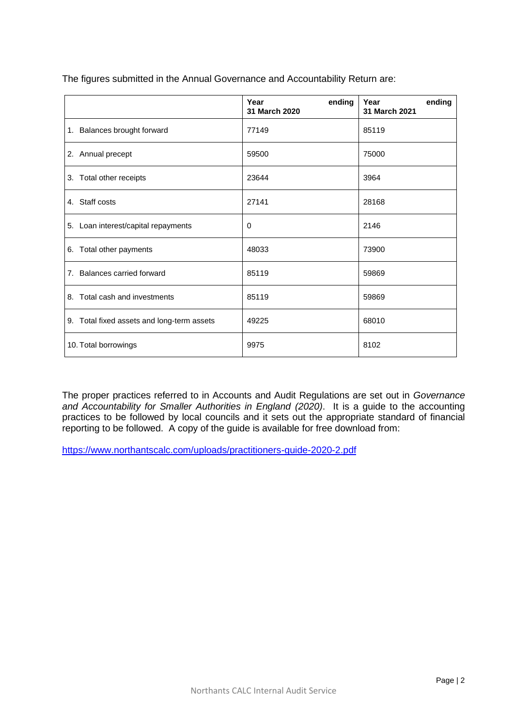The figures submitted in the Annual Governance and Accountability Return are:

| | Year ending **31 March 2020** | Year ending **31 March 2021** |
|---|---|---|
| 1. Balances brought forward | 77149 | 85119 |
| 2. Annual precept | 59500 | 75000 |
| 3. Total other receipts | 23644 | 3964 |
| 4. Staff costs | 27141 | 28168 |
| 5. Loan interest/capital repayments | 0 | 2146 |
| 6. Total other payments | 48033 | 73900 |
| 7. Balances carried forward | 85119 | 59869 |
| 8. Total cash and investments | 85119 | 59869 |
| 9. Total fixed assets and long-term assets | 49225 | 68010 |
| 10. Total borrowings | 9975 | 8102 |

The proper practices referred to in Accounts and Audit Regulations are set out in *Governance and Accountability for Smaller Authorities in England (2020)*. It is a guide to the accounting practices to be followed by local councils and it sets out the appropriate standard of financial reporting to be followed. A copy of the guide is available for free download from:

https://www.northantscalc.com/uploads/practitioners-guide-2020-2.pdf